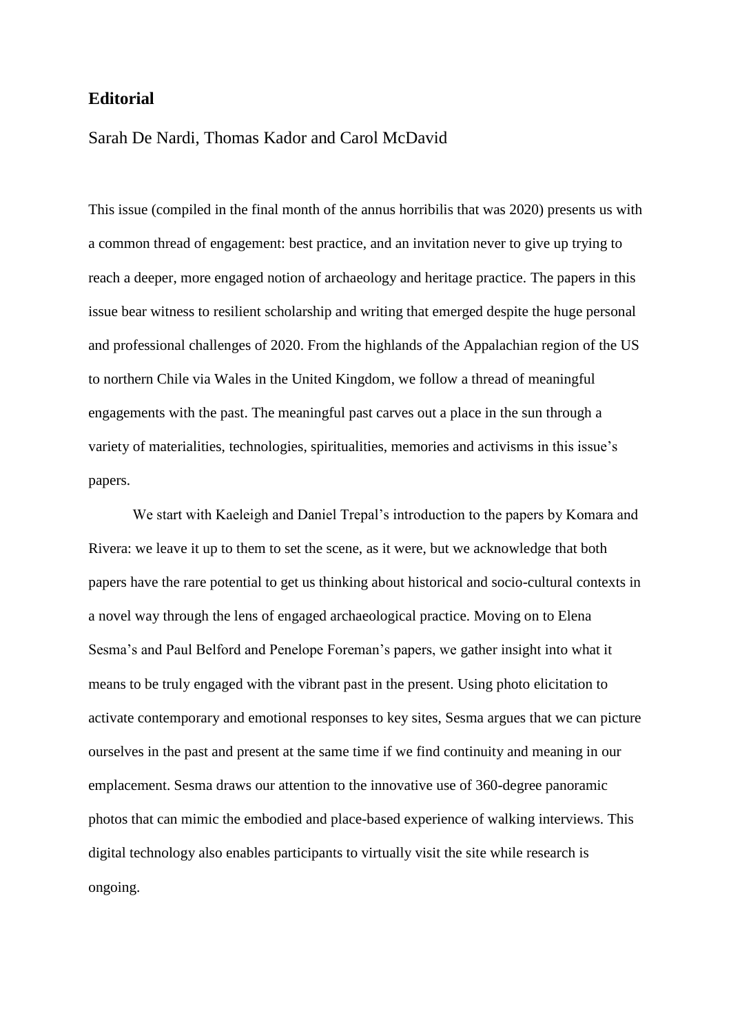# Editorial

Sarah De Nardi, Thomas Kador and Carol McDavid

This issue (compiled in the final month of the annus horribilis that was 2020) presents us with a common thread of engagement: best practice, and an invitation never to give up trying to reach a deeper, more engaged notion of archaeology and heritage practice. The papers in this issue bear witness to resilient scholarship and writing that emerged despite the huge personal and professional challenges of 2020. From the highlands of the Appalachian region of the US to northern Chile via Wales in the United Kingdom, we follow a thread of meaningful engagements with the past. The meaningful past carves out a place in the sun through a variety of materialities, technologies, spiritualities, memories and activisms in this issue's papers.

We start with Kaeleigh and Daniel Trepal's introduction to the papers by Komara and Rivera: we leave it up to them to set the scene, as it were, but we acknowledge that both papers have the rare potential to get us thinking about historical and socio-cultural contexts in a novel way through the lens of engaged archaeological practice. Moving on to Elena Sesma's and Paul Belford and Penelope Foreman's papers, we gather insight into what it means to be truly engaged with the vibrant past in the present. Using photo elicitation to activate contemporary and emotional responses to key sites, Sesma argues that we can picture ourselves in the past and present at the same time if we find continuity and meaning in our emplacement. Sesma draws our attention to the innovative use of 360-degree panoramic photos that can mimic the embodied and place-based experience of walking interviews. This digital technology also enables participants to virtually visit the site while research is ongoing.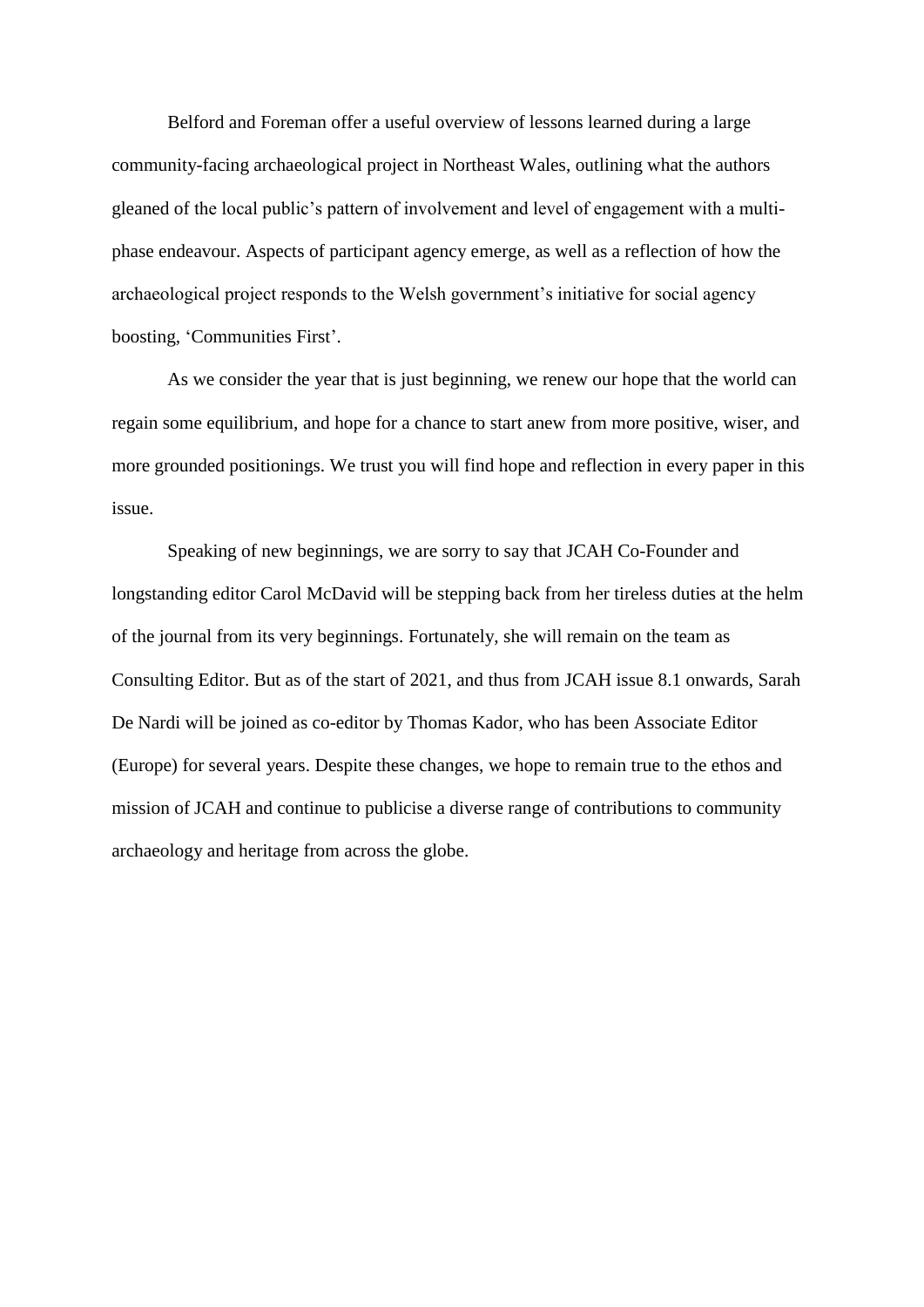Belford and Foreman offer a useful overview of lessons learned during a large community-facing archaeological project in Northeast Wales, outlining what the authors gleaned of the local public's pattern of involvement and level of engagement with a multi-phase endeavour. Aspects of participant agency emerge, as well as a reflection of how the archaeological project responds to the Welsh government's initiative for social agency boosting, 'Communities First'.

As we consider the year that is just beginning, we renew our hope that the world can regain some equilibrium, and hope for a chance to start anew from more positive, wiser, and more grounded positionings. We trust you will find hope and reflection in every paper in this issue.

Speaking of new beginnings, we are sorry to say that JCAH Co-Founder and longstanding editor Carol McDavid will be stepping back from her tireless duties at the helm of the journal from its very beginnings. Fortunately, she will remain on the team as Consulting Editor. But as of the start of 2021, and thus from JCAH issue 8.1 onwards, Sarah De Nardi will be joined as co-editor by Thomas Kador, who has been Associate Editor (Europe) for several years. Despite these changes, we hope to remain true to the ethos and mission of JCAH and continue to publicise a diverse range of contributions to community archaeology and heritage from across the globe.